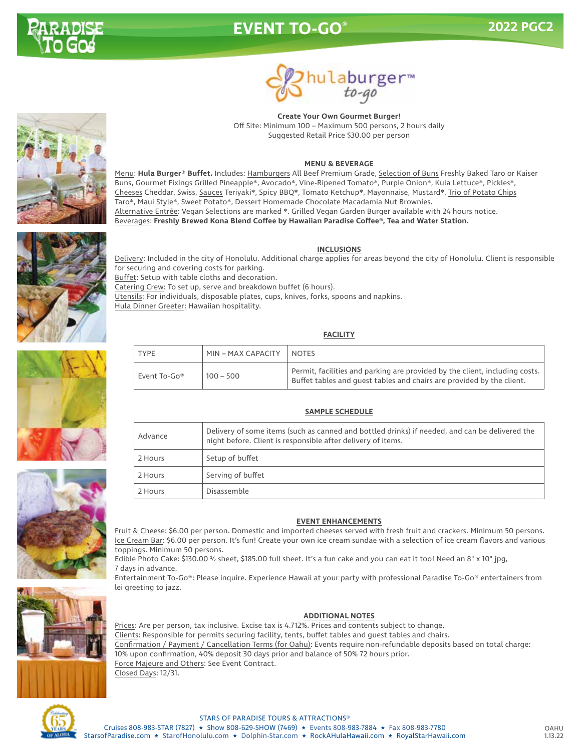# EVENT TO-GO®

## 2022 PGC2

hulaburger™ to-go

**Create Your Own Gourmet Burger!**
Off Site: Minimum 100 – Maximum 500 persons, 2 hours daily
Suggested Retail Price $30.00 per person

### MENU & BEVERAGE

Menu: **Hula Burger® Buffet.** Includes: Hamburgers All Beef Premium Grade, Selection of Buns Freshly Baked Taro or Kaiser Buns, Gourmet Fixings Grilled Pineapple*, Avocado*, Vine-Ripened Tomato*, Purple Onion*, Kula Lettuce*, Pickles*, Cheeses Cheddar, Swiss, Sauces Teriyaki*, Spicy BBQ*, Tomato Ketchup*, Mayonnaise, Mustard*, Trio of Potato Chips Taro*, Maui Style*, Sweet Potato*, Dessert Homemade Chocolate Macadamia Nut Brownies.
Alternative Entrée: Vegan Selections are marked *. Grilled Vegan Garden Burger available with 24 hours notice.
Beverages: **Freshly Brewed Kona Blend Coffee by Hawaiian Paradise Coffee®, Tea and Water Station.**

### INCLUSIONS

Delivery: Included in the city of Honolulu. Additional charge applies for areas beyond the city of Honolulu. Client is responsible for securing and covering costs for parking.
Buffet: Setup with table cloths and decoration.
Catering Crew: To set up, serve and breakdown buffet (6 hours).
Utensils: For individuals, disposable plates, cups, knives, forks, spoons and napkins.
Hula Dinner Greeter: Hawaiian hospitality.

### FACILITY

| TYPE | MIN – MAX CAPACITY | NOTES |
|---|---|---|
| Event To-Go® | 100 – 500 | Permit, facilities and parking are provided by the client, including costs. Buffet tables and guest tables and chairs are provided by the client. |

### SAMPLE SCHEDULE

| | |
|---|---|
| Advance | Delivery of some items (such as canned and bottled drinks) if needed, and can be delivered the night before. Client is responsible after delivery of items. |
| 2 Hours | Setup of buffet |
| 2 Hours | Serving of buffet |
| 2 Hours | Disassemble |

### EVENT ENHANCEMENTS

Fruit & Cheese: $6.00 per person. Domestic and imported cheeses served with fresh fruit and crackers. Minimum 50 persons.
Ice Cream Bar: $6.00 per person. It's fun! Create your own ice cream sundae with a selection of ice cream flavors and various toppings. Minimum 50 persons.
Edible Photo Cake: $130.00 ½ sheet, $185.00 full sheet. It's a fun cake and you can eat it too! Need an 8" x 10" jpg, 7 days in advance.
Entertainment To-Go®: Please inquire. Experience Hawaii at your party with professional Paradise To-Go® entertainers from lei greeting to jazz.

### ADDITIONAL NOTES

Prices: Are per person, tax inclusive. Excise tax is 4.712%. Prices and contents subject to change.
Clients: Responsible for permits securing facility, tents, buffet tables and guest tables and chairs.
Confirmation / Payment / Cancellation Terms (for Oahu): Events require non-refundable deposits based on total charge: 10% upon confirmation, 40% deposit 30 days prior and balance of 50% 72 hours prior.
Force Majeure and Others: See Event Contract.
Closed Days: 12/31.

STARS OF PARADISE TOURS & ATTRACTIONS®
Cruises 808-983-STAR (7827) ★ Show 808-629-SHOW (7469) ★ Events 808-983-7884 ★ Fax 808-983-7780
StarsofParadise.com ★ StarofHonolulu.com ★ Dolphin-Star.com ★ RockAHulaHawaii.com ★ RoyalStarHawaii.com

OAHU 1.13.22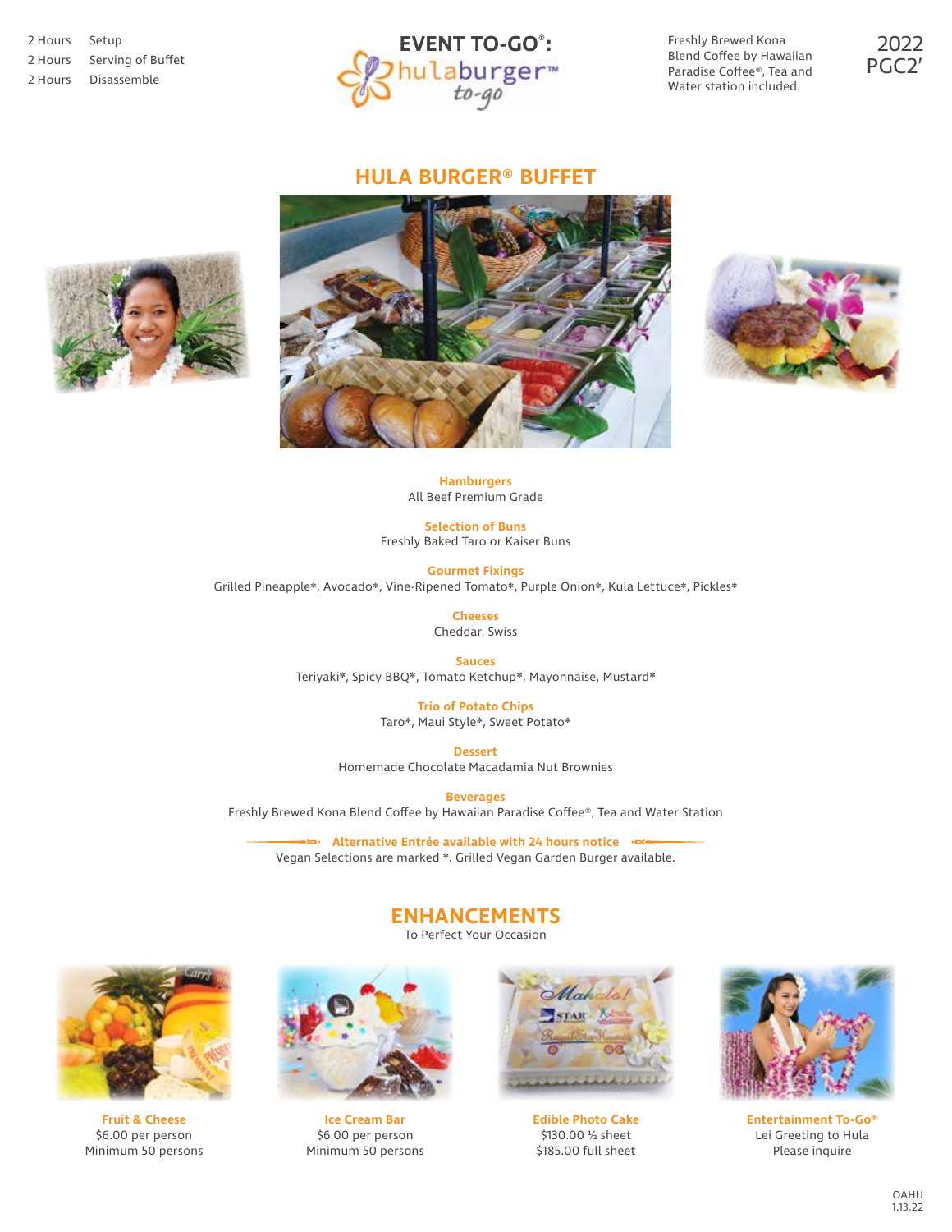2 Hours Setup
2 Hours Serving of Buffet
2 Hours Disassemble

# EVENT TO-GO®: hulaburger™ to-go

Freshly Brewed Kona Blend Coffee by Hawaiian Paradise Coffee®, Tea and Water station included.

2022
PGC2′

## HULA BURGER® BUFFET

**Hamburgers**
All Beef Premium Grade

**Selection of Buns**
Freshly Baked Taro or Kaiser Buns

**Gourmet Fixings**
Grilled Pineapple*, Avocado*, Vine-Ripened Tomato*, Purple Onion*, Kula Lettuce*, Pickles*

**Cheeses**
Cheddar, Swiss

**Sauces**
Teriyaki*, Spicy BBQ*, Tomato Ketchup*, Mayonnaise, Mustard*

**Trio of Potato Chips**
Taro*, Maui Style*, Sweet Potato*

**Dessert**
Homemade Chocolate Macadamia Nut Brownies

**Beverages**
Freshly Brewed Kona Blend Coffee by Hawaiian Paradise Coffee®, Tea and Water Station

**Alternative Entrée available with 24 hours notice**
Vegan Selections are marked *. Grilled Vegan Garden Burger available.

## ENHANCEMENTS

To Perfect Your Occasion

**Fruit & Cheese**
$6.00 per person
Minimum 50 persons

**Ice Cream Bar**
$6.00 per person
Minimum 50 persons

**Edible Photo Cake**
$130.00 ½ sheet
$185.00 full sheet

**Entertainment To-Go®**
Lei Greeting to Hula
Please inquire

OAHU
1.13.22